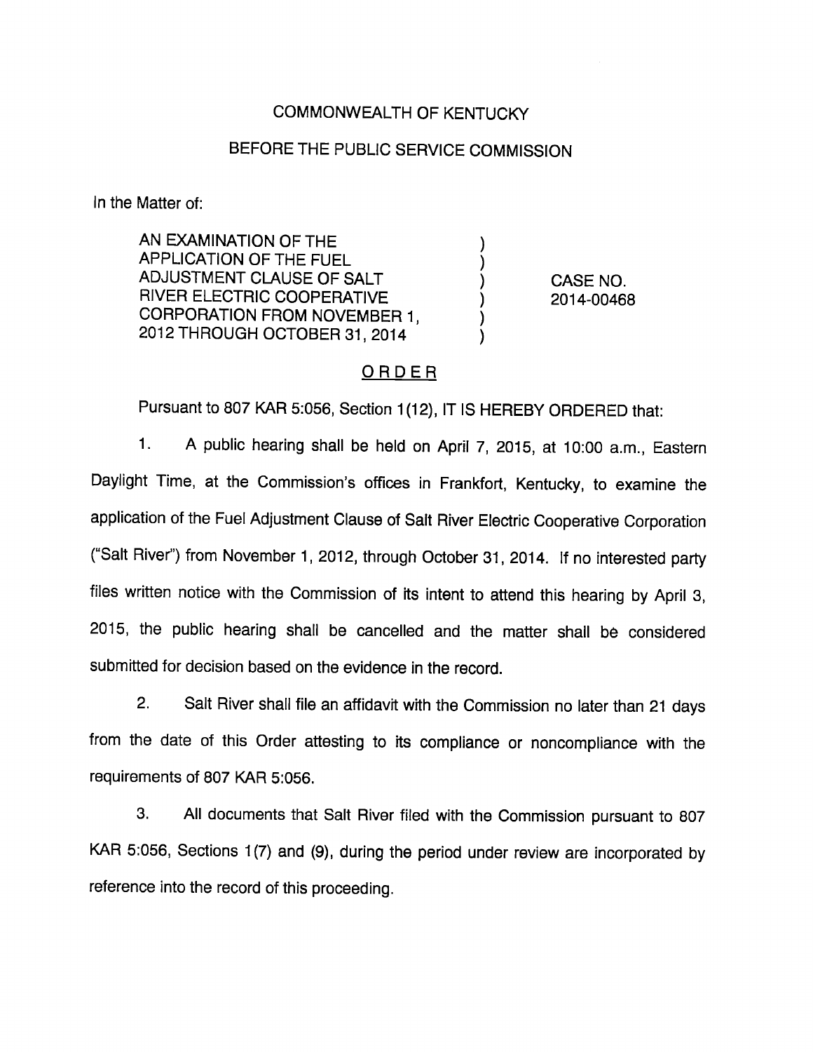COMMONWEALTH OF KENTUCKY

BEFORE THE PUBLIC SERVICE COMMISSION

In the Matter of:

| | | |
|---|---|---|
| AN EXAMINATION OF THE APPLICATION OF THE FUEL ADJUSTMENT CLAUSE OF SALT RIVER ELECTRIC COOPERATIVE CORPORATION FROM NOVEMBER 1, 2012 THROUGH OCTOBER 31, 2014 | ) | CASE NO. 2014-00468 |

ORDER

Pursuant to 807 KAR 5:056, Section 1(12), IT IS HEREBY ORDERED that:

1. A public hearing shall be held on April 7, 2015, at 10:00 a.m., Eastern Daylight Time, at the Commission's offices in Frankfort, Kentucky, to examine the application of the Fuel Adjustment Clause of Salt River Electric Cooperative Corporation ("Salt River") from November 1, 2012, through October 31, 2014. If no interested party files written notice with the Commission of its intent to attend this hearing by April 3, 2015, the public hearing shall be cancelled and the matter shall be considered submitted for decision based on the evidence in the record.

2. Salt River shall file an affidavit with the Commission no later than 21 days from the date of this Order attesting to its compliance or noncompliance with the requirements of 807 KAR 5:056.

3. All documents that Salt River filed with the Commission pursuant to 807 KAR 5:056, Sections 1(7) and (9), during the period under review are incorporated by reference into the record of this proceeding.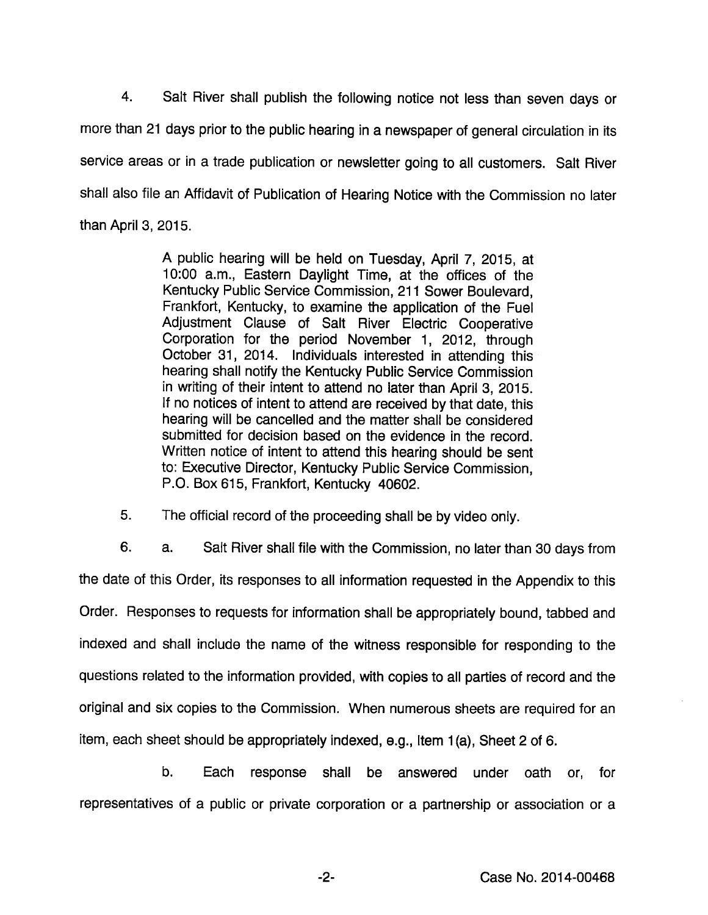4. Salt River shall publish the following notice not less than seven days or more than 21 days prior to the public hearing in a newspaper of general circulation in its service areas or in a trade publication or newsletter going to all customers. Salt River shall also file an Affidavit of Publication of Hearing Notice with the Commission no later than April 3, 2015.

> A public hearing will be held on Tuesday, April 7, 2015, at 10:00 a.m., Eastern Daylight Time, at the offices of the Kentucky Public Service Commission, 211 Sower Boulevard, Frankfort, Kentucky, to examine the application of the Fuel Adjustment Clause of Salt River Electric Cooperative Corporation for the period November 1, 2012, through October 31, 2014. Individuals interested in attending this hearing shall notify the Kentucky Public Service Commission in writing of their intent to attend no later than April 3, 2015. If no notices of intent to attend are received by that date, this hearing will be cancelled and the matter shall be considered submitted for decision based on the evidence in the record. Written notice of intent to attend this hearing should be sent to: Executive Director, Kentucky Public Service Commission, P.O. Box 615, Frankfort, Kentucky 40602.

5. The official record of the proceeding shall be by video only.

6. a. Salt River shall file with the Commission, no later than 30 days from the date of this Order, its responses to all information requested in the Appendix to this Order. Responses to requests for information shall be appropriately bound, tabbed and indexed and shall include the name of the witness responsible for responding to the questions related to the information provided, with copies to all parties of record and the original and six copies to the Commission. When numerous sheets are required for an item, each sheet should be appropriately indexed, e.g., Item 1(a), Sheet 2 of 6.

b. Each response shall be answered under oath or, for representatives of a public or private corporation or a partnership or association or a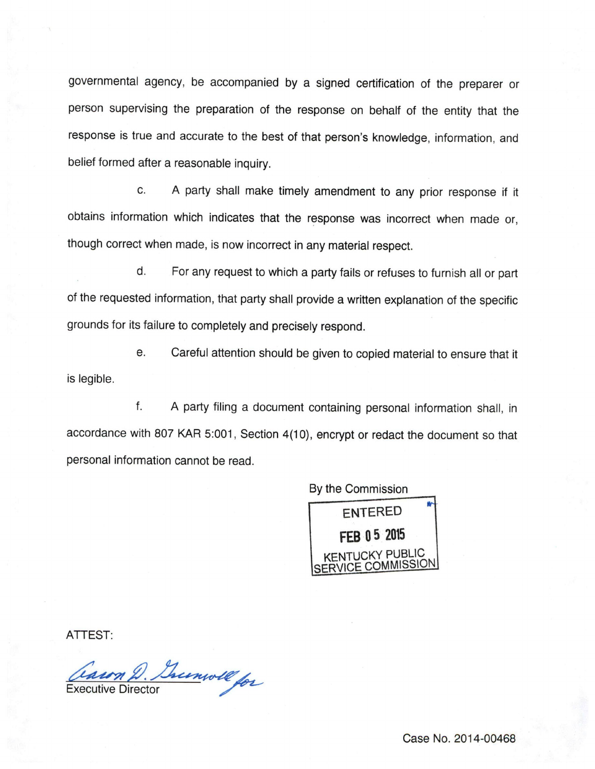governmental agency, be accompanied by a signed certification of the preparer or person supervising the preparation of the response on behalf of the entity that the response is true and accurate to the best of that person's knowledge, information, and belief formed after a reasonable inquiry.

c. A party shall make timely amendment to any prior response if it obtains information which indicates that the response was incorrect when made or, though correct when made, is now incorrect in any material respect.

d. For any request to which a party fails or refuses to furnish all or part of the requested information, that party shall provide a written explanation of the specific grounds for its failure to completely and precisely respond.

e. Careful attention should be given to copied material to ensure that it is legible.

f. A party filing a document containing personal information shall, in accordance with 807 KAR 5:001, Section 4(10), encrypt or redact the document so that personal information cannot be read.

By the Commission

ENTERED
FEB 05 2015
KENTUCKY PUBLIC SERVICE COMMISSION

ATTEST:

Aaron D. Greenwell for
Executive Director

Case No. 2014-00468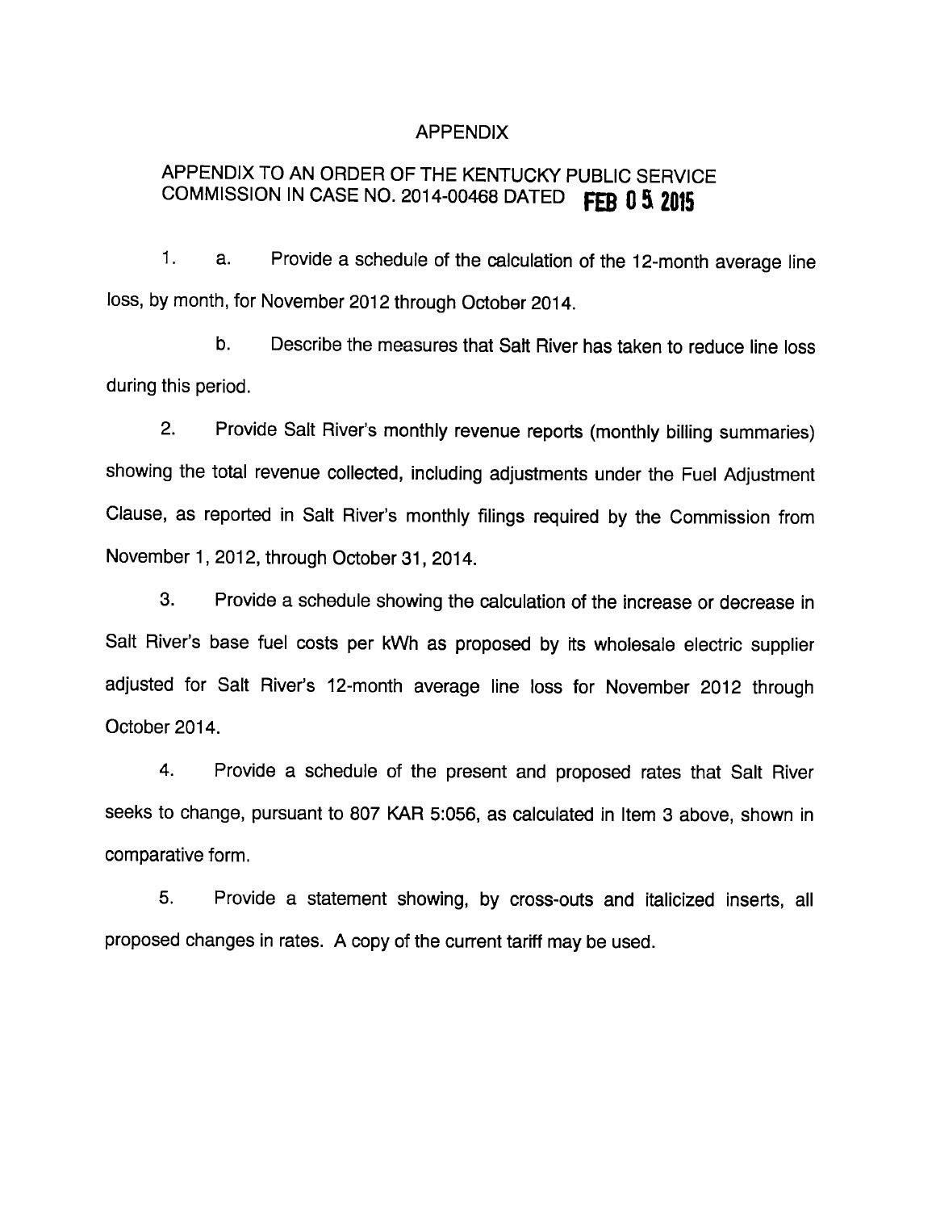# APPENDIX

## APPENDIX TO AN ORDER OF THE KENTUCKY PUBLIC SERVICE COMMISSION IN CASE NO. 2014-00468 DATED FEB 05 2015

1. a. Provide a schedule of the calculation of the 12-month average line loss, by month, for November 2012 through October 2014.

   b. Describe the measures that Salt River has taken to reduce line loss during this period.

2. Provide Salt River's monthly revenue reports (monthly billing summaries) showing the total revenue collected, including adjustments under the Fuel Adjustment Clause, as reported in Salt River's monthly filings required by the Commission from November 1, 2012, through October 31, 2014.

3. Provide a schedule showing the calculation of the increase or decrease in Salt River's base fuel costs per kWh as proposed by its wholesale electric supplier adjusted for Salt River's 12-month average line loss for November 2012 through October 2014.

4. Provide a schedule of the present and proposed rates that Salt River seeks to change, pursuant to 807 KAR 5:056, as calculated in Item 3 above, shown in comparative form.

5. Provide a statement showing, by cross-outs and italicized inserts, all proposed changes in rates. A copy of the current tariff may be used.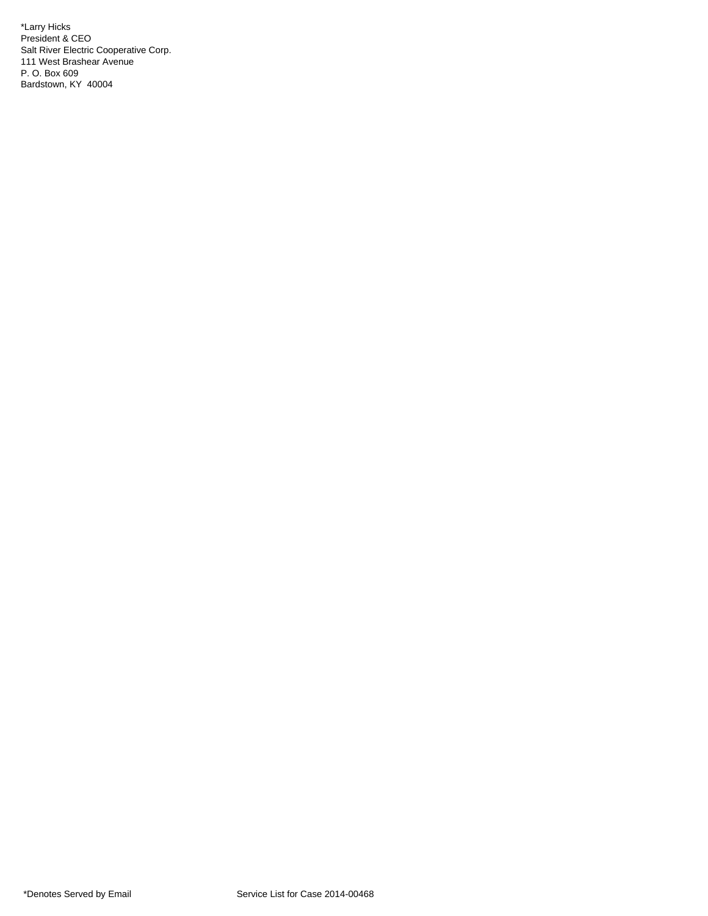*Larry Hicks
President & CEO
Salt River Electric Cooperative Corp.
111 West Brashear Avenue
P. O. Box 609
Bardstown, KY 40004